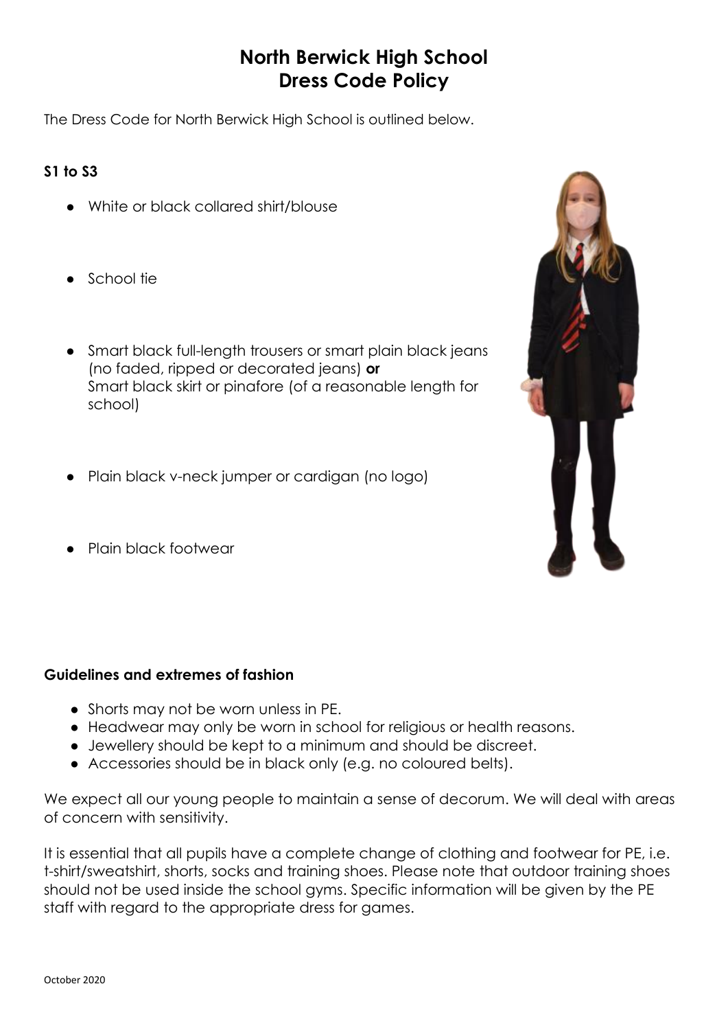# North Berwick High School
# Dress Code Policy

The Dress Code for North Berwick High School is outlined below.

**S1 to S3**

- White or black collared shirt/blouse
- School tie
- Smart black full-length trousers or smart plain black jeans (no faded, ripped or decorated jeans) **or** Smart black skirt or pinafore (of a reasonable length for school)
- Plain black v-neck jumper or cardigan (no logo)
- Plain black footwear

**Guidelines and extremes of fashion**

- Shorts may not be worn unless in PE.
- Headwear may only be worn in school for religious or health reasons.
- Jewellery should be kept to a minimum and should be discreet.
- Accessories should be in black only (e.g. no coloured belts).

We expect all our young people to maintain a sense of decorum. We will deal with areas of concern with sensitivity.

It is essential that all pupils have a complete change of clothing and footwear for PE, i.e. t-shirt/sweatshirt, shorts, socks and training shoes. Please note that outdoor training shoes should not be used inside the school gyms. Specific information will be given by the PE staff with regard to the appropriate dress for games.

October 2020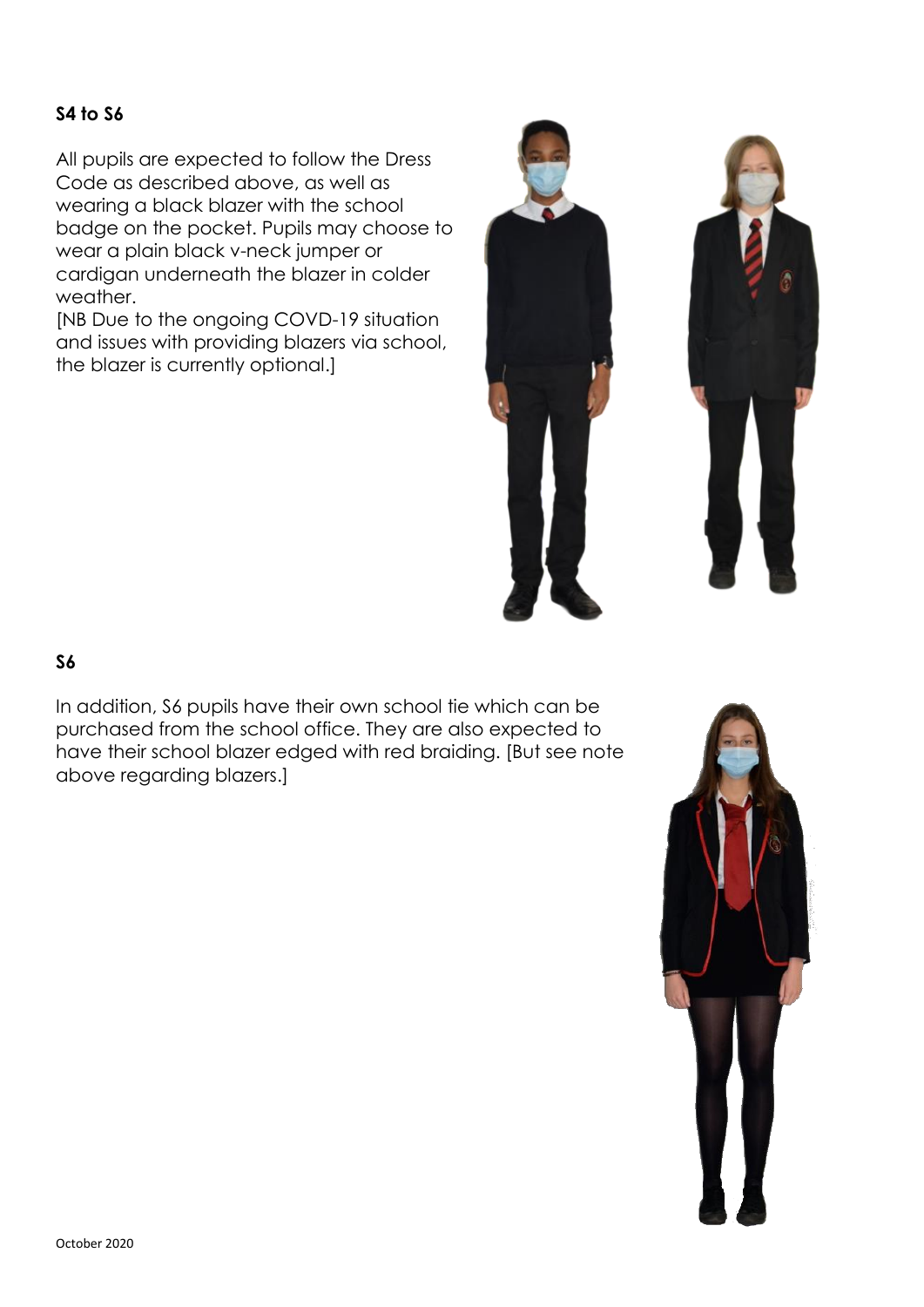## S4 to S6

All pupils are expected to follow the Dress Code as described above, as well as wearing a black blazer with the school badge on the pocket. Pupils may choose to wear a plain black v-neck jumper or cardigan underneath the blazer in colder weather.

[NB Due to the ongoing COVD-19 situation and issues with providing blazers via school, the blazer is currently optional.]

## S6

In addition, S6 pupils have their own school tie which can be purchased from the school office. They are also expected to have their school blazer edged with red braiding. [But see note above regarding blazers.]